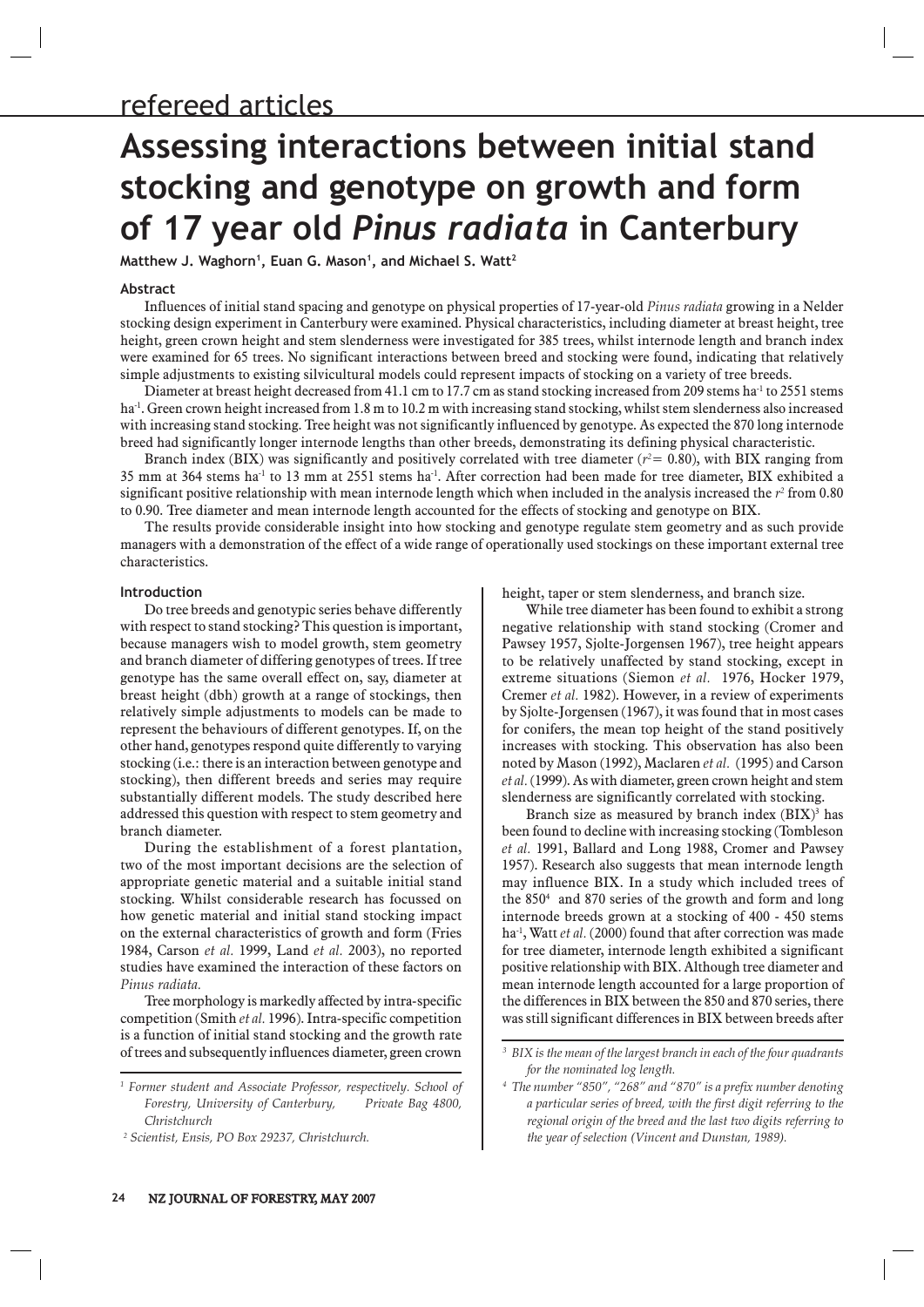refereed articles

# Assessing interactions between initial stand stocking and genotype on growth and form of 17 year old *Pinus radiata* in Canterbury

**Matthew J. Waghorn[1], Euan G. Mason[1], and Michael S. Watt[2]**

### Abstract

Influences of initial stand spacing and genotype on physical properties of 17-year-old *Pinus radiata* growing in a Nelder stocking design experiment in Canterbury were examined. Physical characteristics, including diameter at breast height, tree height, green crown height and stem slenderness were investigated for 385 trees, whilst internode length and branch index were examined for 65 trees. No significant interactions between breed and stocking were found, indicating that relatively simple adjustments to existing silvicultural models could represent impacts of stocking on a variety of tree breeds.

Diameter at breast height decreased from 41.1 cm to 17.7 cm as stand stocking increased from 209 stems ha$^{-1}$ to 2551 stems ha$^{-1}$. Green crown height increased from 1.8 m to 10.2 m with increasing stand stocking, whilst stem slenderness also increased with increasing stand stocking. Tree height was not significantly influenced by genotype. As expected the 870 long internode breed had significantly longer internode lengths than other breeds, demonstrating its defining physical characteristic.

Branch index (BIX) was significantly and positively correlated with tree diameter ($r^2 = 0.80$), with BIX ranging from 35 mm at 364 stems ha$^{-1}$ to 13 mm at 2551 stems ha$^{-1}$. After correction had been made for tree diameter, BIX exhibited a significant positive relationship with mean internode length which when included in the analysis increased the $r^2$ from 0.80 to 0.90. Tree diameter and mean internode length accounted for the effects of stocking and genotype on BIX.

The results provide considerable insight into how stocking and genotype regulate stem geometry and as such provide managers with a demonstration of the effect of a wide range of operationally used stockings on these important external tree characteristics.

### Introduction

Do tree breeds and genotypic series behave differently with respect to stand stocking? This question is important, because managers wish to model growth, stem geometry and branch diameter of differing genotypes of trees. If tree genotype has the same overall effect on, say, diameter at breast height (dbh) growth at a range of stockings, then relatively simple adjustments to models can be made to represent the behaviours of different genotypes. If, on the other hand, genotypes respond quite differently to varying stocking (i.e.: there is an interaction between genotype and stocking), then different breeds and series may require substantially different models. The study described here addressed this question with respect to stem geometry and branch diameter.

During the establishment of a forest plantation, two of the most important decisions are the selection of appropriate genetic material and a suitable initial stand stocking. Whilst considerable research has focussed on how genetic material and initial stand stocking impact on the external characteristics of growth and form (Fries 1984, Carson *et al.* 1999, Land *et al.* 2003), no reported studies have examined the interaction of these factors on *Pinus radiata.*

Tree morphology is markedly affected by intra-specific competition (Smith *et al.* 1996). Intra-specific competition is a function of initial stand stocking and the growth rate of trees and subsequently influences diameter, green crown height, taper or stem slenderness, and branch size.

While tree diameter has been found to exhibit a strong negative relationship with stand stocking (Cromer and Pawsey 1957, Sjolte-Jorgensen 1967), tree height appears to be relatively unaffected by stand stocking, except in extreme situations (Siemon *et al.* 1976, Hocker 1979, Cremer *et al.* 1982). However, in a review of experiments by Sjolte-Jorgensen (1967), it was found that in most cases for conifers, the mean top height of the stand positively increases with stocking. This observation has also been noted by Mason (1992), Maclaren *et al.* (1995) and Carson *et al.* (1999). As with diameter, green crown height and stem slenderness are significantly correlated with stocking.

Branch size as measured by branch index (BIX)[3] has been found to decline with increasing stocking (Tombleson *et al.* 1991, Ballard and Long 1988, Cromer and Pawsey 1957). Research also suggests that mean internode length may influence BIX. In a study which included trees of the 850[4] and 870 series of the growth and form and long internode breeds grown at a stocking of 400 - 450 stems ha$^{-1}$, Watt *et al.* (2000) found that after correction was made for tree diameter, internode length exhibited a significant positive relationship with BIX. Although tree diameter and mean internode length accounted for a large proportion of the differences in BIX between the 850 and 870 series, there was still significant differences in BIX between breeds after

---

[1] Former student and Associate Professor, respectively. School of Forestry, University of Canterbury, Private Bag 4800, Christchurch

[2] Scientist, Ensis, PO Box 29237, Christchurch.

[3] *BIX is the mean of the largest branch in each of the four quadrants for the nominated log length.*

[4] *The number "850", "268" and "870" is a prefix number denoting a particular series of breed, with the first digit referring to the regional origin of the breed and the last two digits referring to the year of selection (Vincent and Dunstan, 1989).*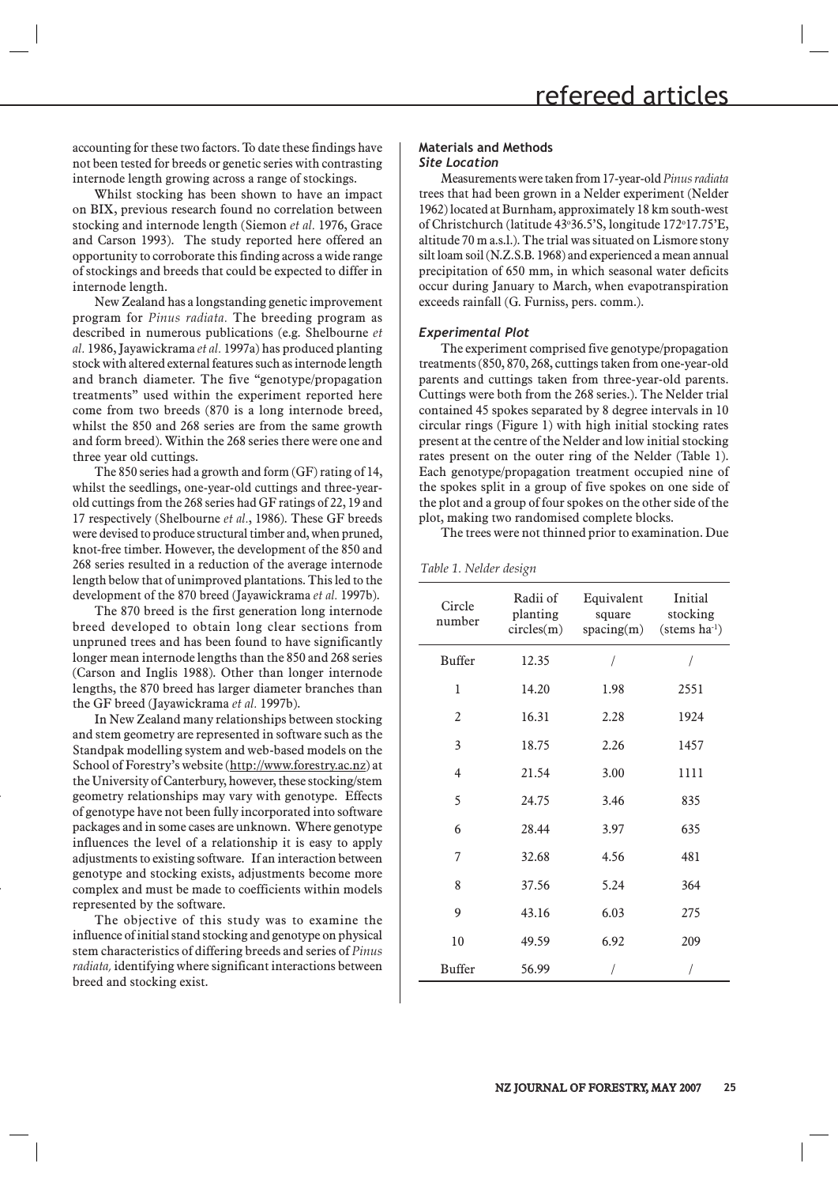accounting for these two factors. To date these findings have not been tested for breeds or genetic series with contrasting internode length growing across a range of stockings.

Whilst stocking has been shown to have an impact on BIX, previous research found no correlation between stocking and internode length (Siemon *et al.* 1976, Grace and Carson 1993). The study reported here offered an opportunity to corroborate this finding across a wide range of stockings and breeds that could be expected to differ in internode length.

New Zealand has a longstanding genetic improvement program for *Pinus radiata.* The breeding program as described in numerous publications (e.g. Shelbourne *et al.* 1986, Jayawickrama *et al.* 1997a) has produced planting stock with altered external features such as internode length and branch diameter. The five "genotype/propagation treatments" used within the experiment reported here come from two breeds (870 is a long internode breed, whilst the 850 and 268 series are from the same growth and form breed). Within the 268 series there were one and three year old cuttings.

The 850 series had a growth and form (GF) rating of 14, whilst the seedlings, one-year-old cuttings and three-year-old cuttings from the 268 series had GF ratings of 22, 19 and 17 respectively (Shelbourne *et al.*, 1986). These GF breeds were devised to produce structural timber and, when pruned, knot-free timber. However, the development of the 850 and 268 series resulted in a reduction of the average internode length below that of unimproved plantations. This led to the development of the 870 breed (Jayawickrama *et al.* 1997b).

The 870 breed is the first generation long internode breed developed to obtain long clear sections from unpruned trees and has been found to have significantly longer mean internode lengths than the 850 and 268 series (Carson and Inglis 1988). Other than longer internode lengths, the 870 breed has larger diameter branches than the GF breed (Jayawickrama *et al.* 1997b).

In New Zealand many relationships between stocking and stem geometry are represented in software such as the Standpak modelling system and web-based models on the School of Forestry's website (http://www.forestry.ac.nz) at the University of Canterbury, however, these stocking/stem geometry relationships may vary with genotype. Effects of genotype have not been fully incorporated into software packages and in some cases are unknown. Where genotype influences the level of a relationship it is easy to apply adjustments to existing software. If an interaction between genotype and stocking exists, adjustments become more complex and must be made to coefficients within models represented by the software.

The objective of this study was to examine the influence of initial stand stocking and genotype on physical stem characteristics of differing breeds and series of *Pinus radiata,* identifying where significant interactions between breed and stocking exist.

## Materials and Methods

### *Site Location*

Measurements were taken from 17-year-old *Pinus radiata* trees that had been grown in a Nelder experiment (Nelder 1962) located at Burnham, approximately 18 km south-west of Christchurch (latitude 43°36.5'S, longitude 172°17.75'E, altitude 70 m a.s.l.). The trial was situated on Lismore stony silt loam soil (N.Z.S.B. 1968) and experienced a mean annual precipitation of 650 mm, in which seasonal water deficits occur during January to March, when evapotranspiration exceeds rainfall (G. Furniss, pers. comm.).

### *Experimental Plot*

The experiment comprised five genotype/propagation treatments (850, 870, 268, cuttings taken from one-year-old parents and cuttings taken from three-year-old parents. Cuttings were both from the 268 series.). The Nelder trial contained 45 spokes separated by 8 degree intervals in 10 circular rings (Figure 1) with high initial stocking rates present at the centre of the Nelder and low initial stocking rates present on the outer ring of the Nelder (Table 1). Each genotype/propagation treatment occupied nine of the spokes split in a group of five spokes on one side of the plot and a group of four spokes on the other side of the plot, making two randomised complete blocks.

The trees were not thinned prior to examination. Due

*Table 1. Nelder design*

| Circle number | Radii of planting circles(m) | Equivalent square spacing(m) | Initial stocking (stems ha$^{-1}$) |
|---|---|---|---|
| Buffer | 12.35 | / | / |
| 1 | 14.20 | 1.98 | 2551 |
| 2 | 16.31 | 2.28 | 1924 |
| 3 | 18.75 | 2.26 | 1457 |
| 4 | 21.54 | 3.00 | 1111 |
| 5 | 24.75 | 3.46 | 835 |
| 6 | 28.44 | 3.97 | 635 |
| 7 | 32.68 | 4.56 | 481 |
| 8 | 37.56 | 5.24 | 364 |
| 9 | 43.16 | 6.03 | 275 |
| 10 | 49.59 | 6.92 | 209 |
| Buffer | 56.99 | / | / |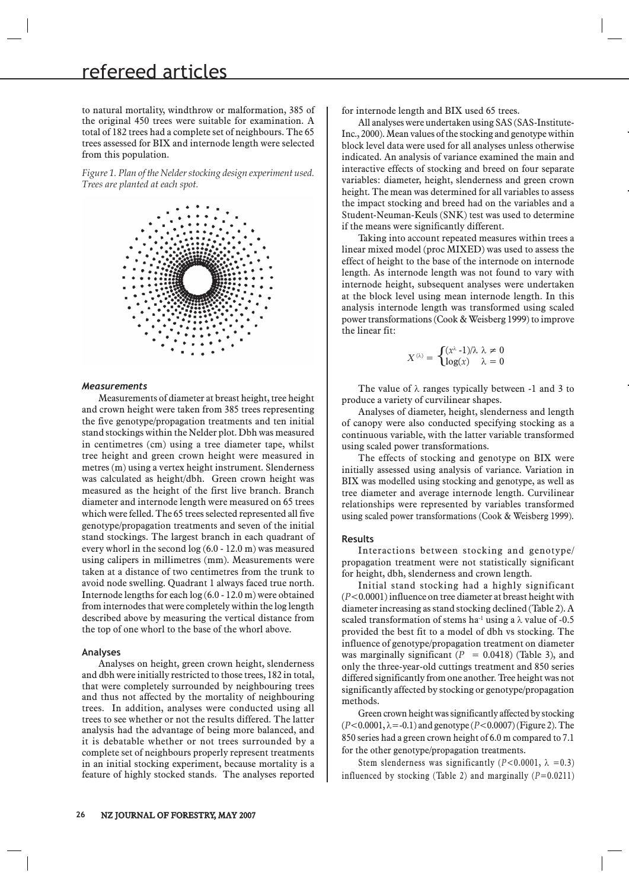to natural mortality, windthrow or malformation, 385 of the original 450 trees were suitable for examination. A total of 182 trees had a complete set of neighbours. The 65 trees assessed for BIX and internode length were selected from this population.

*Figure 1. Plan of the Nelder stocking design experiment used. Trees are planted at each spot.*

### *Measurements*

Measurements of diameter at breast height, tree height and crown height were taken from 385 trees representing the five genotype/propagation treatments and ten initial stand stockings within the Nelder plot. Dbh was measured in centimetres (cm) using a tree diameter tape, whilst tree height and green crown height were measured in metres (m) using a vertex height instrument. Slenderness was calculated as height/dbh. Green crown height was measured as the height of the first live branch. Branch diameter and internode length were measured on 65 trees which were felled. The 65 trees selected represented all five genotype/propagation treatments and seven of the initial stand stockings. The largest branch in each quadrant of every whorl in the second log (6.0 - 12.0 m) was measured using calipers in millimetres (mm). Measurements were taken at a distance of two centimetres from the trunk to avoid node swelling. Quadrant 1 always faced true north. Internode lengths for each log (6.0 - 12.0 m) were obtained from internodes that were completely within the log length described above by measuring the vertical distance from the top of one whorl to the base of the whorl above.

### Analyses

Analyses on height, green crown height, slenderness and dbh were initially restricted to those trees, 182 in total, that were completely surrounded by neighbouring trees and thus not affected by the mortality of neighbouring trees. In addition, analyses were conducted using all trees to see whether or not the results differed. The latter analysis had the advantage of being more balanced, and it is debatable whether or not trees surrounded by a complete set of neighbours properly represent treatments in an initial stocking experiment, because mortality is a feature of highly stocked stands. The analyses reported for internode length and BIX used 65 trees.

All analyses were undertaken using SAS (SAS-Institute-Inc., 2000). Mean values of the stocking and genotype within block level data were used for all analyses unless otherwise indicated. An analysis of variance examined the main and interactive effects of stocking and breed on four separate variables: diameter, height, slenderness and green crown height. The mean was determined for all variables to assess the impact stocking and breed had on the variables and a Student-Neuman-Keuls (SNK) test was used to determine if the means were significantly different.

Taking into account repeated measures within trees a linear mixed model (proc MIXED) was used to assess the effect of height to the base of the internode on internode length. As internode length was not found to vary with internode height, subsequent analyses were undertaken at the block level using mean internode length. In this analysis internode length was transformed using scaled power transformations (Cook & Weisberg 1999) to improve the linear fit:

$$X^{(\lambda)} = \begin{cases} (x^{\lambda} - 1)/\lambda & \lambda \neq 0 \\ \log(x) & \lambda = 0 \end{cases}$$

The value of $\lambda$ ranges typically between -1 and 3 to produce a variety of curvilinear shapes.

Analyses of diameter, height, slenderness and length of canopy were also conducted specifying stocking as a continuous variable, with the latter variable transformed using scaled power transformations.

The effects of stocking and genotype on BIX were initially assessed using analysis of variance. Variation in BIX was modelled using stocking and genotype, as well as tree diameter and average internode length. Curvilinear relationships were represented by variables transformed using scaled power transformations (Cook & Weisberg 1999).

### Results

Interactions between stocking and genotype/propagation treatment were not statistically significant for height, dbh, slenderness and crown length.

Initial stand stocking had a highly significant ($P<0.0001$) influence on tree diameter at breast height with diameter increasing as stand stocking declined (Table 2). A scaled transformation of stems ha$^{-1}$ using a $\lambda$ value of -0.5 provided the best fit to a model of dbh vs stocking. The influence of genotype/propagation treatment on diameter was marginally significant ($P = 0.0418$) (Table 3), and only the three-year-old cuttings treatment and 850 series differed significantly from one another. Tree height was not significantly affected by stocking or genotype/propagation methods.

Green crown height was significantly affected by stocking ($P<0.0001$, $\lambda=-0.1$) and genotype ($P<0.0007$) (Figure 2). The 850 series had a green crown height of 6.0 m compared to 7.1 for the other genotype/propagation treatments.

Stem slenderness was significantly ($P<0.0001$, $\lambda=0.3$) influenced by stocking (Table 2) and marginally ($P=0.0211$)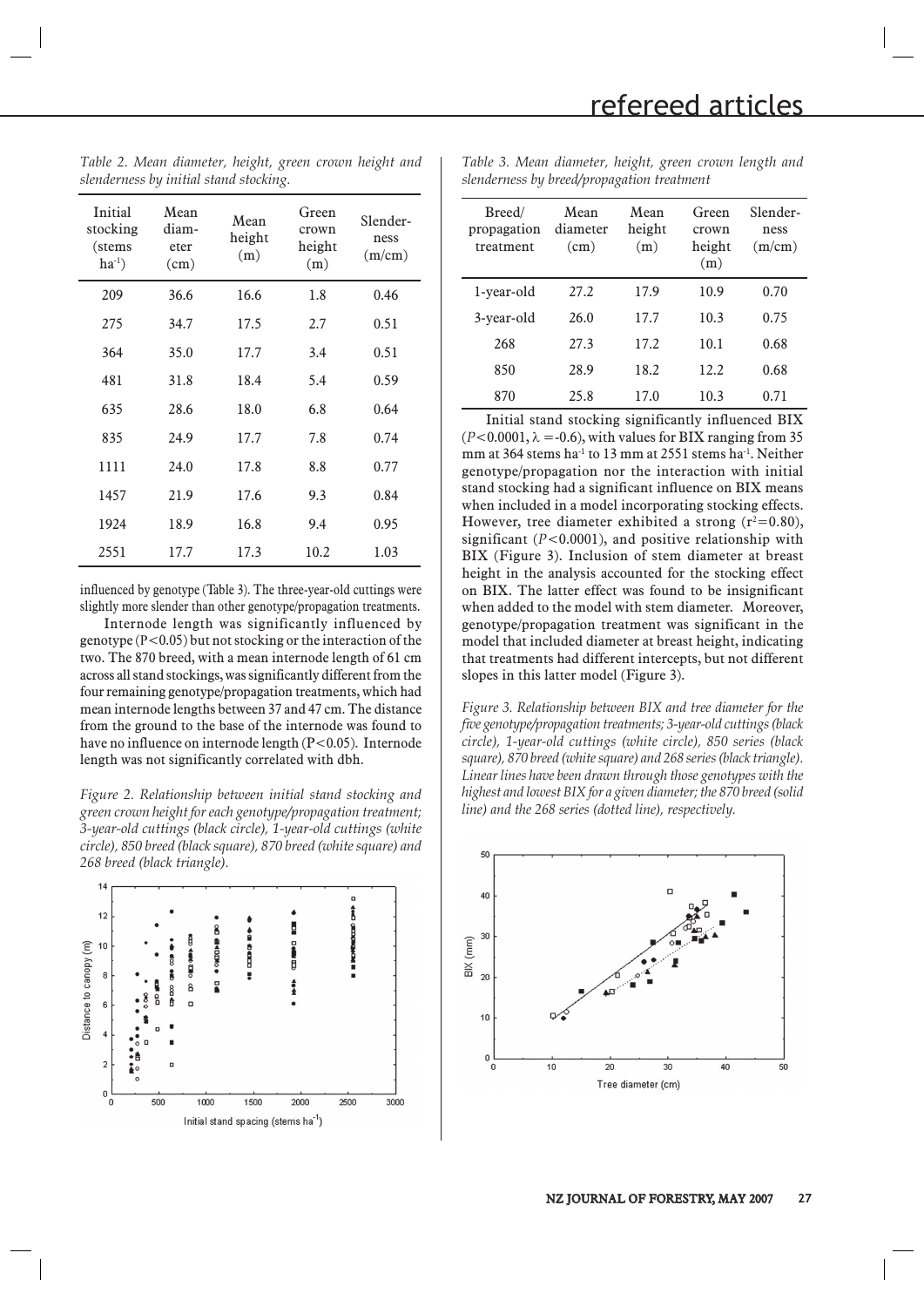*Table 2. Mean diameter, height, green crown height and slenderness by initial stand stocking.*

| Initial stocking (stems $ha^{-1}$) | Mean diameter (cm) | Mean height (m) | Green crown height (m) | Slenderness (m/cm) |
|---|---|---|---|---|
| 209 | 36.6 | 16.6 | 1.8 | 0.46 |
| 275 | 34.7 | 17.5 | 2.7 | 0.51 |
| 364 | 35.0 | 17.7 | 3.4 | 0.51 |
| 481 | 31.8 | 18.4 | 5.4 | 0.59 |
| 635 | 28.6 | 18.0 | 6.8 | 0.64 |
| 835 | 24.9 | 17.7 | 7.8 | 0.74 |
| 1111 | 24.0 | 17.8 | 8.8 | 0.77 |
| 1457 | 21.9 | 17.6 | 9.3 | 0.84 |
| 1924 | 18.9 | 16.8 | 9.4 | 0.95 |
| 2551 | 17.7 | 17.3 | 10.2 | 1.03 |

influenced by genotype (Table 3). The three-year-old cuttings were slightly more slender than other genotype/propagation treatments.

Internode length was significantly influenced by genotype ($P<0.05$) but not stocking or the interaction of the two. The 870 breed, with a mean internode length of 61 cm across all stand stockings, was significantly different from the four remaining genotype/propagation treatments, which had mean internode lengths between 37 and 47 cm. The distance from the ground to the base of the internode was found to have no influence on internode length ($P<0.05$). Internode length was not significantly correlated with dbh.

*Figure 2. Relationship between initial stand stocking and green crown height for each genotype/propagation treatment; 3-year-old cuttings (black circle), 1-year-old cuttings (white circle), 850 breed (black square), 870 breed (white square) and 268 breed (black triangle).*

*Table 3. Mean diameter, height, green crown length and slenderness by breed/propagation treatment*

| Breed/ propagation treatment | Mean diameter (cm) | Mean height (m) | Green crown height (m) | Slenderness (m/cm) |
|---|---|---|---|---|
| 1-year-old | 27.2 | 17.9 | 10.9 | 0.70 |
| 3-year-old | 26.0 | 17.7 | 10.3 | 0.75 |
| 268 | 27.3 | 17.2 | 10.1 | 0.68 |
| 850 | 28.9 | 18.2 | 12.2 | 0.68 |
| 870 | 25.8 | 17.0 | 10.3 | 0.71 |

Initial stand stocking significantly influenced BIX ($P<0.0001$, $\lambda=-0.6$), with values for BIX ranging from 35 mm at 364 stems $ha^{-1}$ to 13 mm at 2551 stems $ha^{-1}$. Neither genotype/propagation nor the interaction with initial stand stocking had a significant influence on BIX means when included in a model incorporating stocking effects. However, tree diameter exhibited a strong ($r^2=0.80$), significant ($P<0.0001$), and positive relationship with BIX (Figure 3). Inclusion of stem diameter at breast height in the analysis accounted for the stocking effect on BIX. The latter effect was found to be insignificant when added to the model with stem diameter. Moreover, genotype/propagation treatment was significant in the model that included diameter at breast height, indicating that treatments had different intercepts, but not different slopes in this latter model (Figure 3).

*Figure 3. Relationship between BIX and tree diameter for the five genotype/propagation treatments; 3-year-old cuttings (black circle), 1-year-old cuttings (white circle), 850 series (black square), 870 breed (white square) and 268 series (black triangle). Linear lines have been drawn through those genotypes with the highest and lowest BIX for a given diameter; the 870 breed (solid line) and the 268 series (dotted line), respectively.*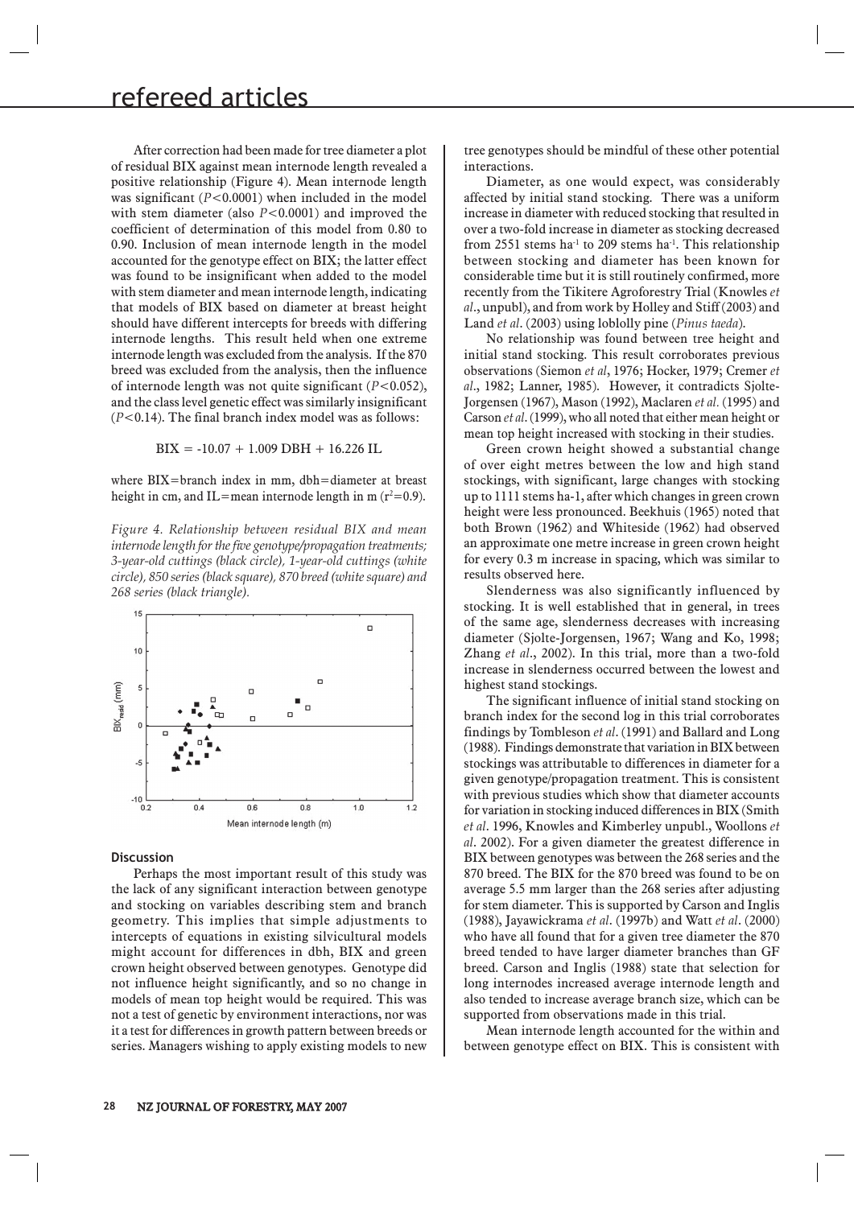After correction had been made for tree diameter a plot of residual BIX against mean internode length revealed a positive relationship (Figure 4). Mean internode length was significant ($P<0.0001$) when included in the model with stem diameter (also $P<0.0001$) and improved the coefficient of determination of this model from 0.80 to 0.90. Inclusion of mean internode length in the model accounted for the genotype effect on BIX; the latter effect was found to be insignificant when added to the model with stem diameter and mean internode length, indicating that models of BIX based on diameter at breast height should have different intercepts for breeds with differing internode lengths. This result held when one extreme internode length was excluded from the analysis. If the 870 breed was excluded from the analysis, then the influence of internode length was not quite significant ($P<0.052$), and the class level genetic effect was similarly insignificant ($P<0.14$). The final branch index model was as follows:

$$BIX = -10.07 + 1.009\ DBH + 16.226\ IL$$

where BIX=branch index in mm, dbh=diameter at breast height in cm, and IL=mean internode length in m ($r^2=0.9$).

*Figure 4. Relationship between residual BIX and mean internode length for the five genotype/propagation treatments; 3-year-old cuttings (black circle), 1-year-old cuttings (white circle), 850 series (black square), 870 breed (white square) and 268 series (black triangle).*

## Discussion

Perhaps the most important result of this study was the lack of any significant interaction between genotype and stocking on variables describing stem and branch geometry. This implies that simple adjustments to intercepts of equations in existing silvicultural models might account for differences in dbh, BIX and green crown height observed between genotypes. Genotype did not influence height significantly, and so no change in models of mean top height would be required. This was not a test of genetic by environment interactions, nor was it a test for differences in growth pattern between breeds or series. Managers wishing to apply existing models to new tree genotypes should be mindful of these other potential interactions.

Diameter, as one would expect, was considerably affected by initial stand stocking. There was a uniform increase in diameter with reduced stocking that resulted in over a two-fold increase in diameter as stocking decreased from 2551 stems ha$^{-1}$ to 209 stems ha$^{-1}$. This relationship between stocking and diameter has been known for considerable time but it is still routinely confirmed, more recently from the Tikitere Agroforestry Trial (Knowles *et al*., unpubl), and from work by Holley and Stiff (2003) and Land *et al*. (2003) using loblolly pine (*Pinus taeda*).

No relationship was found between tree height and initial stand stocking. This result corroborates previous observations (Siemon *et al*, 1976; Hocker, 1979; Cremer *et al*., 1982; Lanner, 1985). However, it contradicts Sjolte-Jorgensen (1967), Mason (1992), Maclaren *et al*. (1995) and Carson *et al*. (1999), who all noted that either mean height or mean top height increased with stocking in their studies.

Green crown height showed a substantial change of over eight metres between the low and high stand stockings, with significant, large changes with stocking up to 1111 stems ha-1, after which changes in green crown height were less pronounced. Beekhuis (1965) noted that both Brown (1962) and Whiteside (1962) had observed an approximate one metre increase in green crown height for every 0.3 m increase in spacing, which was similar to results observed here.

Slenderness was also significantly influenced by stocking. It is well established that in general, in trees of the same age, slenderness decreases with increasing diameter (Sjolte-Jorgensen, 1967; Wang and Ko, 1998; Zhang *et al*., 2002). In this trial, more than a two-fold increase in slenderness occurred between the lowest and highest stand stockings.

The significant influence of initial stand stocking on branch index for the second log in this trial corroborates findings by Tombleson *et al*. (1991) and Ballard and Long (1988). Findings demonstrate that variation in BIX between stockings was attributable to differences in diameter for a given genotype/propagation treatment. This is consistent with previous studies which show that diameter accounts for variation in stocking induced differences in BIX (Smith *et al*. 1996, Knowles and Kimberley unpubl., Woollons *et al*. 2002). For a given diameter the greatest difference in BIX between genotypes was between the 268 series and the 870 breed. The BIX for the 870 breed was found to be on average 5.5 mm larger than the 268 series after adjusting for stem diameter. This is supported by Carson and Inglis (1988), Jayawickrama *et al*. (1997b) and Watt *et al*. (2000) who have all found that for a given tree diameter the 870 breed tended to have larger diameter branches than GF breed. Carson and Inglis (1988) state that selection for long internodes increased average internode length and also tended to increase average branch size, which can be supported from observations made in this trial.

Mean internode length accounted for the within and between genotype effect on BIX. This is consistent with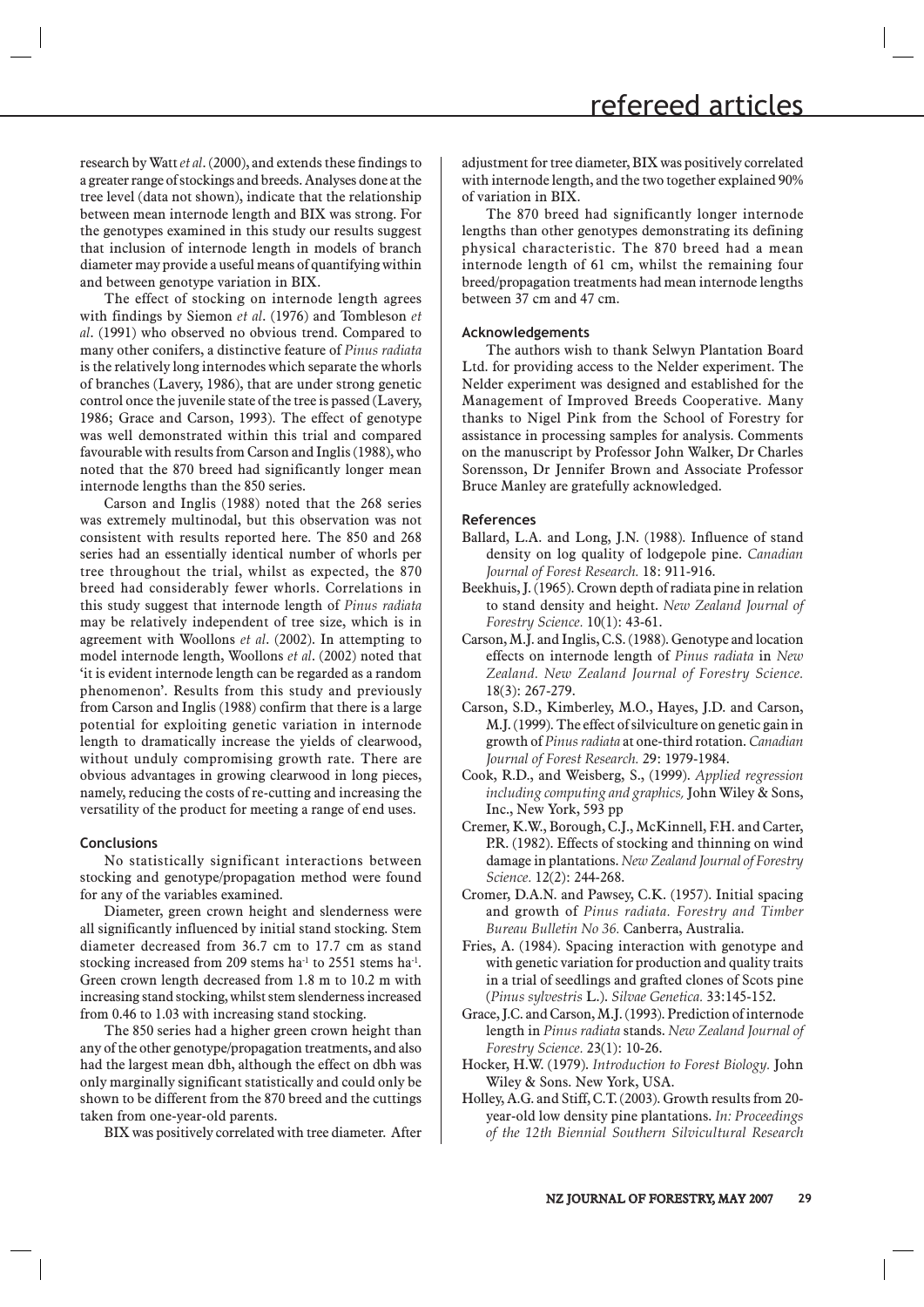research by Watt *et al*. (2000), and extends these findings to a greater range of stockings and breeds. Analyses done at the tree level (data not shown), indicate that the relationship between mean internode length and BIX was strong. For the genotypes examined in this study our results suggest that inclusion of internode length in models of branch diameter may provide a useful means of quantifying within and between genotype variation in BIX.

The effect of stocking on internode length agrees with findings by Siemon *et al*. (1976) and Tombleson *et al*. (1991) who observed no obvious trend. Compared to many other conifers, a distinctive feature of *Pinus radiata* is the relatively long internodes which separate the whorls of branches (Lavery, 1986), that are under strong genetic control once the juvenile state of the tree is passed (Lavery, 1986; Grace and Carson, 1993). The effect of genotype was well demonstrated within this trial and compared favourable with results from Carson and Inglis (1988), who noted that the 870 breed had significantly longer mean internode lengths than the 850 series.

Carson and Inglis (1988) noted that the 268 series was extremely multinodal, but this observation was not consistent with results reported here. The 850 and 268 series had an essentially identical number of whorls per tree throughout the trial, whilst as expected, the 870 breed had considerably fewer whorls. Correlations in this study suggest that internode length of *Pinus radiata* may be relatively independent of tree size, which is in agreement with Woollons *et al*. (2002). In attempting to model internode length, Woollons *et al*. (2002) noted that 'it is evident internode length can be regarded as a random phenomenon'. Results from this study and previously from Carson and Inglis (1988) confirm that there is a large potential for exploiting genetic variation in internode length to dramatically increase the yields of clearwood, without unduly compromising growth rate. There are obvious advantages in growing clearwood in long pieces, namely, reducing the costs of re-cutting and increasing the versatility of the product for meeting a range of end uses.

### Conclusions

No statistically significant interactions between stocking and genotype/propagation method were found for any of the variables examined.

Diameter, green crown height and slenderness were all significantly influenced by initial stand stocking. Stem diameter decreased from 36.7 cm to 17.7 cm as stand stocking increased from 209 stems ha$^{-1}$ to 2551 stems ha$^{-1}$. Green crown length decreased from 1.8 m to 10.2 m with increasing stand stocking, whilst stem slenderness increased from 0.46 to 1.03 with increasing stand stocking.

The 850 series had a higher green crown height than any of the other genotype/propagation treatments, and also had the largest mean dbh, although the effect on dbh was only marginally significant statistically and could only be shown to be different from the 870 breed and the cuttings taken from one-year-old parents.

BIX was positively correlated with tree diameter. After adjustment for tree diameter, BIX was positively correlated with internode length, and the two together explained 90% of variation in BIX.

The 870 breed had significantly longer internode lengths than other genotypes demonstrating its defining physical characteristic. The 870 breed had a mean internode length of 61 cm, whilst the remaining four breed/propagation treatments had mean internode lengths between 37 cm and 47 cm.

### Acknowledgements

The authors wish to thank Selwyn Plantation Board Ltd. for providing access to the Nelder experiment. The Nelder experiment was designed and established for the Management of Improved Breeds Cooperative. Many thanks to Nigel Pink from the School of Forestry for assistance in processing samples for analysis. Comments on the manuscript by Professor John Walker, Dr Charles Sorensson, Dr Jennifer Brown and Associate Professor Bruce Manley are gratefully acknowledged.

### References

Ballard, L.A. and Long, J.N. (1988). Influence of stand density on log quality of lodgepole pine. *Canadian Journal of Forest Research.* 18: 911-916.

Beekhuis, J. (1965). Crown depth of radiata pine in relation to stand density and height. *New Zealand Journal of Forestry Science.* 10(1): 43-61.

Carson, M.J. and Inglis, C.S. (1988). Genotype and location effects on internode length of *Pinus radiata* in *New Zealand. New Zealand Journal of Forestry Science.* 18(3): 267-279.

Carson, S.D., Kimberley, M.O., Hayes, J.D. and Carson, M.J. (1999). The effect of silviculture on genetic gain in growth of *Pinus radiata* at one-third rotation. *Canadian Journal of Forest Research.* 29: 1979-1984.

Cook, R.D., and Weisberg, S., (1999). *Applied regression including computing and graphics,* John Wiley & Sons, Inc., New York, 593 pp

Cremer, K.W., Borough, C.J., McKinnell, F.H. and Carter, P.R. (1982). Effects of stocking and thinning on wind damage in plantations. *New Zealand Journal of Forestry Science.* 12(2): 244-268.

Cromer, D.A.N. and Pawsey, C.K. (1957). Initial spacing and growth of *Pinus radiata. Forestry and Timber Bureau Bulletin No 36.* Canberra, Australia.

Fries, A. (1984). Spacing interaction with genotype and with genetic variation for production and quality traits in a trial of seedlings and grafted clones of Scots pine (*Pinus sylvestris* L.). *Silvae Genetica.* 33:145-152.

Grace, J.C. and Carson, M.J. (1993). Prediction of internode length in *Pinus radiata* stands. *New Zealand Journal of Forestry Science.* 23(1): 10-26.

Hocker, H.W. (1979). *Introduction to Forest Biology.* John Wiley & Sons. New York, USA.

Holley, A.G. and Stiff, C.T. (2003). Growth results from 20-year-old low density pine plantations. *In: Proceedings of the 12th Biennial Southern Silvicultural Research*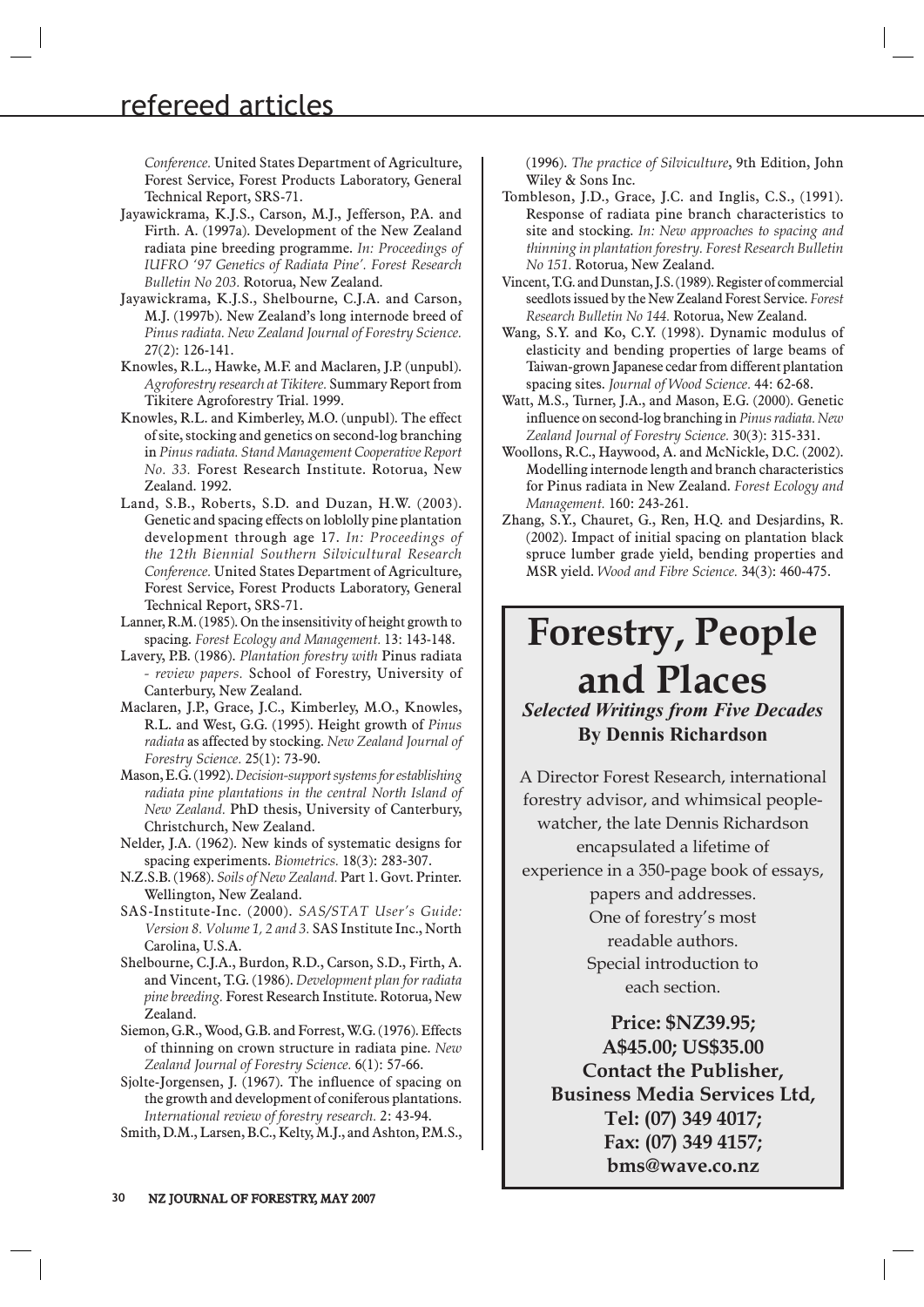*Conference.* United States Department of Agriculture, Forest Service, Forest Products Laboratory, General Technical Report, SRS-71.

Jayawickrama, K.J.S., Carson, M.J., Jefferson, P.A. and Firth. A. (1997a). Development of the New Zealand radiata pine breeding programme. *In: Proceedings of IUFRO '97 Genetics of Radiata Pine'. Forest Research Bulletin No 203.* Rotorua, New Zealand.

Jayawickrama, K.J.S., Shelbourne, C.J.A. and Carson, M.J. (1997b). New Zealand's long internode breed of *Pinus radiata. New Zealand Journal of Forestry Science.* 27(2): 126-141.

Knowles, R.L., Hawke, M.F. and Maclaren, J.P. (unpubl). *Agroforestry research at Tikitere.* Summary Report from Tikitere Agroforestry Trial. 1999.

Knowles, R.L. and Kimberley, M.O. (unpubl). The effect of site, stocking and genetics on second-log branching in *Pinus radiata. Stand Management Cooperative Report No. 33.* Forest Research Institute. Rotorua, New Zealand. 1992.

Land, S.B., Roberts, S.D. and Duzan, H.W. (2003). Genetic and spacing effects on loblolly pine plantation development through age 17. *In: Proceedings of the 12th Biennial Southern Silvicultural Research Conference.* United States Department of Agriculture, Forest Service, Forest Products Laboratory, General Technical Report, SRS-71.

Lanner, R.M. (1985). On the insensitivity of height growth to spacing. *Forest Ecology and Management.* 13: 143-148.

Lavery, P.B. (1986). *Plantation forestry with* Pinus radiata *- review papers.* School of Forestry, University of Canterbury, New Zealand.

Maclaren, J.P., Grace, J.C., Kimberley, M.O., Knowles, R.L. and West, G.G. (1995). Height growth of *Pinus radiata* as affected by stocking. *New Zealand Journal of Forestry Science.* 25(1): 73-90.

Mason, E.G. (1992). *Decision-support systems for establishing radiata pine plantations in the central North Island of New Zealand.* PhD thesis, University of Canterbury, Christchurch, New Zealand.

Nelder, J.A. (1962). New kinds of systematic designs for spacing experiments. *Biometrics.* 18(3): 283-307.

N.Z.S.B. (1968). *Soils of New Zealand.* Part 1. Govt. Printer. Wellington, New Zealand.

SAS-Institute-Inc. (2000). *SAS/STAT User's Guide: Version 8. Volume 1, 2 and 3.* SAS Institute Inc., North Carolina, U.S.A.

Shelbourne, C.J.A., Burdon, R.D., Carson, S.D., Firth, A. and Vincent, T.G. (1986). *Development plan for radiata pine breeding.* Forest Research Institute. Rotorua, New Zealand.

Siemon, G.R., Wood, G.B. and Forrest, W.G. (1976). Effects of thinning on crown structure in radiata pine. *New Zealand Journal of Forestry Science.* 6(1): 57-66.

Sjolte-Jorgensen, J. (1967). The influence of spacing on the growth and development of coniferous plantations. *International review of forestry research.* 2: 43-94.

Smith, D.M., Larsen, B.C., Kelty, M.J., and Ashton, P.M.S., (1996). *The practice of Silviculture*, 9th Edition, John Wiley & Sons Inc.

Tombleson, J.D., Grace, J.C. and Inglis, C.S., (1991). Response of radiata pine branch characteristics to site and stocking. *In: New approaches to spacing and thinning in plantation forestry. Forest Research Bulletin No 151.* Rotorua, New Zealand.

Vincent, T.G. and Dunstan, J.S. (1989). Register of commercial seedlots issued by the New Zealand Forest Service. *Forest Research Bulletin No 144.* Rotorua, New Zealand.

Wang, S.Y. and Ko, C.Y. (1998). Dynamic modulus of elasticity and bending properties of large beams of Taiwan-grown Japanese cedar from different plantation spacing sites. *Journal of Wood Science.* 44: 62-68.

Watt, M.S., Turner, J.A., and Mason, E.G. (2000). Genetic influence on second-log branching in *Pinus radiata. New Zealand Journal of Forestry Science.* 30(3): 315-331.

Woollons, R.C., Haywood, A. and McNickle, D.C. (2002). Modelling internode length and branch characteristics for Pinus radiata in New Zealand. *Forest Ecology and Management.* 160: 243-261.

Zhang, S.Y., Chauret, G., Ren, H.Q. and Desjardins, R. (2002). Impact of initial spacing on plantation black spruce lumber grade yield, bending properties and MSR yield. *Wood and Fibre Science.* 34(3): 460-475.

# Forestry, People and Places

***Selected Writings from Five Decades***

**By Dennis Richardson**

A Director Forest Research, international forestry advisor, and whimsical people-watcher, the late Dennis Richardson encapsulated a lifetime of experience in a 350-page book of essays, papers and addresses. One of forestry's most readable authors. Special introduction to each section.

**Price: $NZ39.95; A$45.00; US$35.00**
**Contact the Publisher, Business Media Services Ltd,**
**Tel: (07) 349 4017;**
**Fax: (07) 349 4157;**
**bms@wave.co.nz**